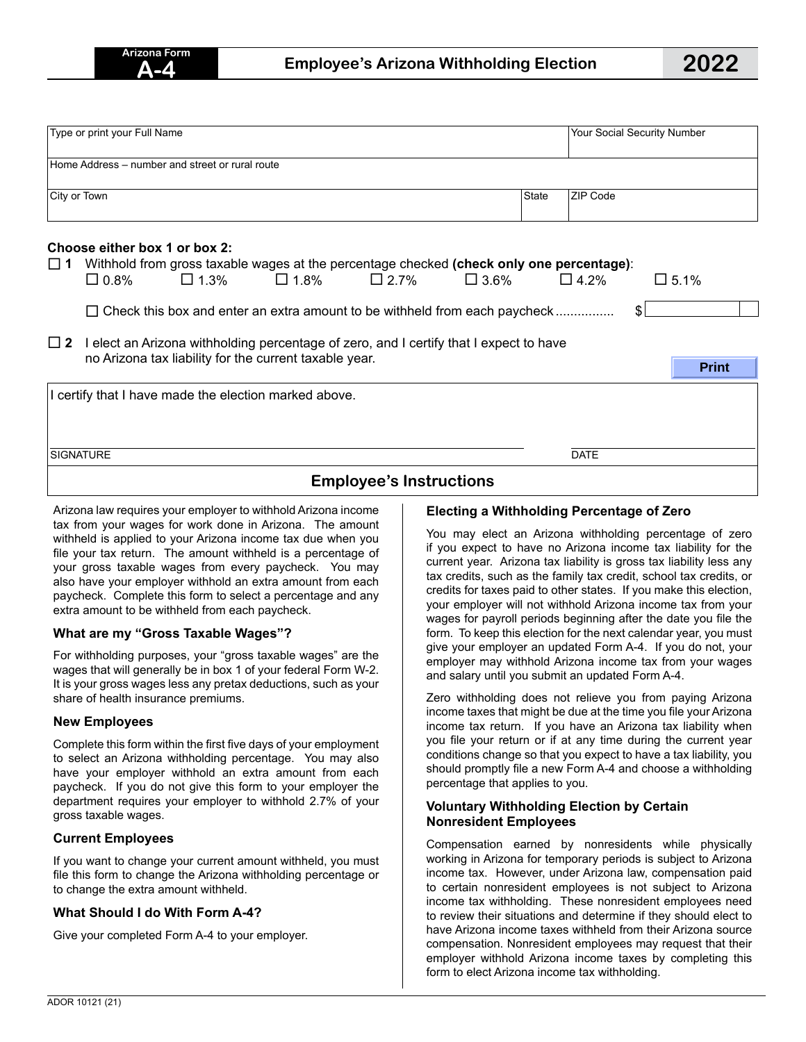Arizona Form **A-4**

# Employee's Arizona Withholding Election

**2022**

| Type or print your Full Name | | Your Social Security Number |
|---|---|---|
| Home Address – number and street or rural route | | |
| City or Town | State | ZIP Code |

**Choose either box 1 or box 2:**

☐ **1** Withhold from gross taxable wages at the percentage checked **(check only one percentage)**:

☐ 0.8% ☐ 1.3% ☐ 1.8% ☐ 2.7% ☐ 3.6% ☐ 4.2% ☐ 5.1%

☐ Check this box and enter an extra amount to be withheld from each paycheck ................ $

☐ **2** I elect an Arizona withholding percentage of zero, and I certify that I expect to have no Arizona tax liability for the current taxable year.

Print

I certify that I have made the election marked above.

SIGNATURE DATE

## Employee's Instructions

Arizona law requires your employer to withhold Arizona income tax from your wages for work done in Arizona. The amount withheld is applied to your Arizona income tax due when you file your tax return. The amount withheld is a percentage of your gross taxable wages from every paycheck. You may also have your employer withhold an extra amount from each paycheck. Complete this form to select a percentage and any extra amount to be withheld from each paycheck.

### What are my "Gross Taxable Wages"?

For withholding purposes, your "gross taxable wages" are the wages that will generally be in box 1 of your federal Form W-2. It is your gross wages less any pretax deductions, such as your share of health insurance premiums.

### New Employees

Complete this form within the first five days of your employment to select an Arizona withholding percentage. You may also have your employer withhold an extra amount from each paycheck. If you do not give this form to your employer the department requires your employer to withhold 2.7% of your gross taxable wages.

### Current Employees

If you want to change your current amount withheld, you must file this form to change the Arizona withholding percentage or to change the extra amount withheld.

### What Should I do With Form A-4?

Give your completed Form A-4 to your employer.

### Electing a Withholding Percentage of Zero

You may elect an Arizona withholding percentage of zero if you expect to have no Arizona income tax liability for the current year. Arizona tax liability is gross tax liability less any tax credits, such as the family tax credit, school tax credits, or credits for taxes paid to other states. If you make this election, your employer will not withhold Arizona income tax from your wages for payroll periods beginning after the date you file the form. To keep this election for the next calendar year, you must give your employer an updated Form A-4. If you do not, your employer may withhold Arizona income tax from your wages and salary until you submit an updated Form A-4.

Zero withholding does not relieve you from paying Arizona income taxes that might be due at the time you file your Arizona income tax return. If you have an Arizona tax liability when you file your return or if at any time during the current year conditions change so that you expect to have a tax liability, you should promptly file a new Form A-4 and choose a withholding percentage that applies to you.

### Voluntary Withholding Election by Certain Nonresident Employees

Compensation earned by nonresidents while physically working in Arizona for temporary periods is subject to Arizona income tax. However, under Arizona law, compensation paid to certain nonresident employees is not subject to Arizona income tax withholding. These nonresident employees need to review their situations and determine if they should elect to have Arizona income taxes withheld from their Arizona source compensation. Nonresident employees may request that their employer withhold Arizona income taxes by completing this form to elect Arizona income tax withholding.

ADOR 10121 (21)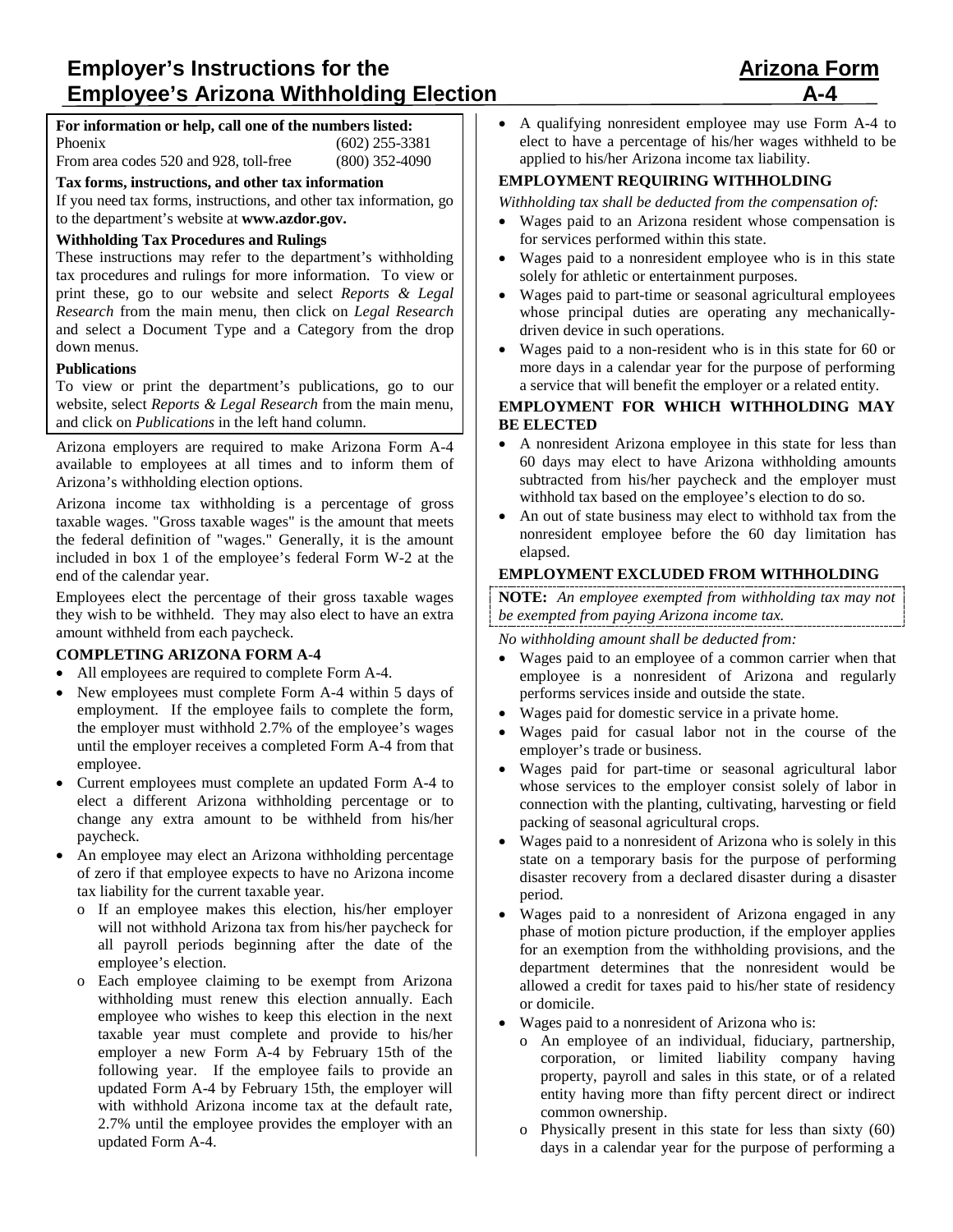# Employer's Instructions for the Employee's Arizona Withholding Election

# Arizona Form A-4

**For information or help, call one of the numbers listed:**

| | |
|---|---|
| Phoenix | (602) 255-3381 |
| From area codes 520 and 928, toll-free | (800) 352-4090 |

**Tax forms, instructions, and other tax information**

If you need tax forms, instructions, and other tax information, go to the department's website at **www.azdor.gov.**

**Withholding Tax Procedures and Rulings**

These instructions may refer to the department's withholding tax procedures and rulings for more information. To view or print these, go to our website and select *Reports & Legal Research* from the main menu, then click on *Legal Research* and select a Document Type and a Category from the drop down menus.

**Publications**

To view or print the department's publications, go to our website, select *Reports & Legal Research* from the main menu, and click on *Publications* in the left hand column.

Arizona employers are required to make Arizona Form A-4 available to employees at all times and to inform them of Arizona's withholding election options.

Arizona income tax withholding is a percentage of gross taxable wages. "Gross taxable wages" is the amount that meets the federal definition of "wages." Generally, it is the amount included in box 1 of the employee's federal Form W-2 at the end of the calendar year.

Employees elect the percentage of their gross taxable wages they wish to be withheld. They may also elect to have an extra amount withheld from each paycheck.

### COMPLETING ARIZONA FORM A-4

- All employees are required to complete Form A-4.
- New employees must complete Form A-4 within 5 days of employment. If the employee fails to complete the form, the employer must withhold 2.7% of the employee's wages until the employer receives a completed Form A-4 from that employee.
- Current employees must complete an updated Form A-4 to elect a different Arizona withholding percentage or to change any extra amount to be withheld from his/her paycheck.
- An employee may elect an Arizona withholding percentage of zero if that employee expects to have no Arizona income tax liability for the current taxable year.
  - If an employee makes this election, his/her employer will not withhold Arizona tax from his/her paycheck for all payroll periods beginning after the date of the employee's election.
  - Each employee claiming to be exempt from Arizona withholding must renew this election annually. Each employee who wishes to keep this election in the next taxable year must complete and provide to his/her employer a new Form A-4 by February 15th of the following year. If the employee fails to provide an updated Form A-4 by February 15th, the employer will with withhold Arizona income tax at the default rate, 2.7% until the employee provides the employer with an updated Form A-4.
- A qualifying nonresident employee may use Form A-4 to elect to have a percentage of his/her wages withheld to be applied to his/her Arizona income tax liability.

### EMPLOYMENT REQUIRING WITHHOLDING

*Withholding tax shall be deducted from the compensation of:*

- Wages paid to an Arizona resident whose compensation is for services performed within this state.
- Wages paid to a nonresident employee who is in this state solely for athletic or entertainment purposes.
- Wages paid to part-time or seasonal agricultural employees whose principal duties are operating any mechanically-driven device in such operations.
- Wages paid to a non-resident who is in this state for 60 or more days in a calendar year for the purpose of performing a service that will benefit the employer or a related entity.

### EMPLOYMENT FOR WHICH WITHHOLDING MAY BE ELECTED

- A nonresident Arizona employee in this state for less than 60 days may elect to have Arizona withholding amounts subtracted from his/her paycheck and the employer must withhold tax based on the employee's election to do so.
- An out of state business may elect to withhold tax from the nonresident employee before the 60 day limitation has elapsed.

### EMPLOYMENT EXCLUDED FROM WITHHOLDING

**NOTE:** *An employee exempted from withholding tax may not be exempted from paying Arizona income tax.*

*No withholding amount shall be deducted from:*

- Wages paid to an employee of a common carrier when that employee is a nonresident of Arizona and regularly performs services inside and outside the state.
- Wages paid for domestic service in a private home.
- Wages paid for casual labor not in the course of the employer's trade or business.
- Wages paid for part-time or seasonal agricultural labor whose services to the employer consist solely of labor in connection with the planting, cultivating, harvesting or field packing of seasonal agricultural crops.
- Wages paid to a nonresident of Arizona who is solely in this state on a temporary basis for the purpose of performing disaster recovery from a declared disaster during a disaster period.
- Wages paid to a nonresident of Arizona engaged in any phase of motion picture production, if the employer applies for an exemption from the withholding provisions, and the department determines that the nonresident would be allowed a credit for taxes paid to his/her state of residency or domicile.
- Wages paid to a nonresident of Arizona who is:
  - An employee of an individual, fiduciary, partnership, corporation, or limited liability company having property, payroll and sales in this state, or of a related entity having more than fifty percent direct or indirect common ownership.
  - Physically present in this state for less than sixty (60) days in a calendar year for the purpose of performing a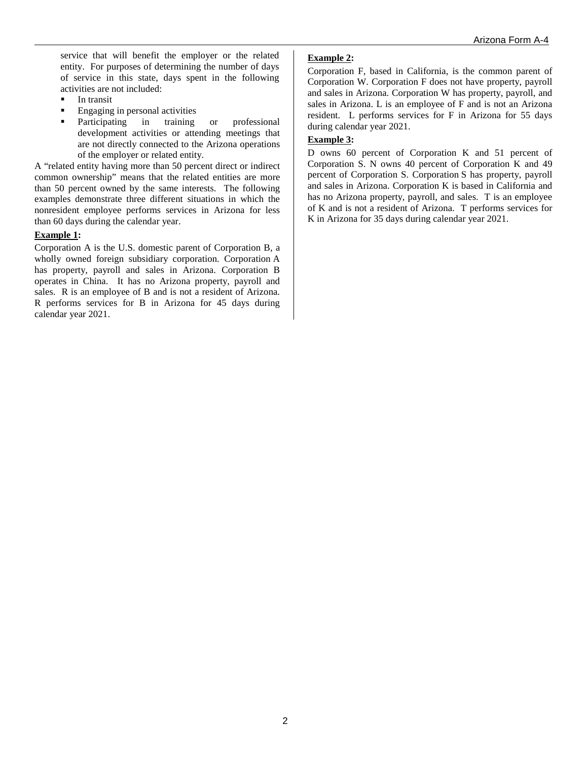service that will benefit the employer or the related entity. For purposes of determining the number of days of service in this state, days spent in the following activities are not included:

- In transit
- Engaging in personal activities
- Participating in training or professional development activities or attending meetings that are not directly connected to the Arizona operations of the employer or related entity.

A "related entity having more than 50 percent direct or indirect common ownership" means that the related entities are more than 50 percent owned by the same interests. The following examples demonstrate three different situations in which the nonresident employee performs services in Arizona for less than 60 days during the calendar year.

**Example 1:**

Corporation A is the U.S. domestic parent of Corporation B, a wholly owned foreign subsidiary corporation. Corporation A has property, payroll and sales in Arizona. Corporation B operates in China. It has no Arizona property, payroll and sales. R is an employee of B and is not a resident of Arizona. R performs services for B in Arizona for 45 days during calendar year 2021.

**Example 2:**

Corporation F, based in California, is the common parent of Corporation W. Corporation F does not have property, payroll and sales in Arizona. Corporation W has property, payroll, and sales in Arizona. L is an employee of F and is not an Arizona resident. L performs services for F in Arizona for 55 days during calendar year 2021.

**Example 3:**

D owns 60 percent of Corporation K and 51 percent of Corporation S. N owns 40 percent of Corporation K and 49 percent of Corporation S. Corporation S has property, payroll and sales in Arizona. Corporation K is based in California and has no Arizona property, payroll, and sales. T is an employee of K and is not a resident of Arizona. T performs services for K in Arizona for 35 days during calendar year 2021.